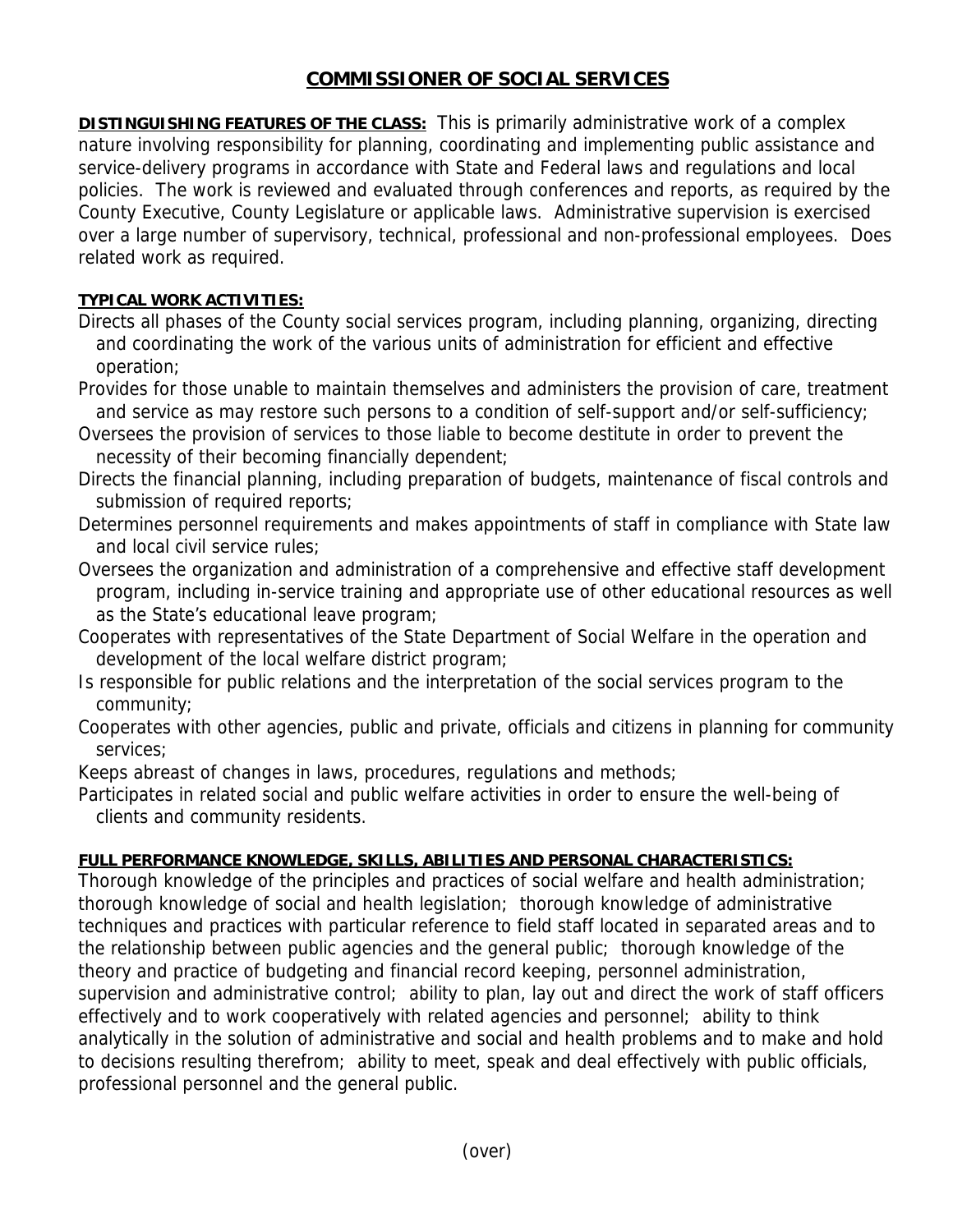# COMMISSIONER OF SOCIAL SERVICES

**DISTINGUISHING FEATURES OF THE CLASS:** This is primarily administrative work of a complex nature involving responsibility for planning, coordinating and implementing public assistance and service-delivery programs in accordance with State and Federal laws and regulations and local policies. The work is reviewed and evaluated through conferences and reports, as required by the County Executive, County Legislature or applicable laws. Administrative supervision is exercised over a large number of supervisory, technical, professional and non-professional employees. Does related work as required.

**TYPICAL WORK ACTIVITIES:**

Directs all phases of the County social services program, including planning, organizing, directing and coordinating the work of the various units of administration for efficient and effective operation;

Provides for those unable to maintain themselves and administers the provision of care, treatment and service as may restore such persons to a condition of self-support and/or self-sufficiency;

Oversees the provision of services to those liable to become destitute in order to prevent the necessity of their becoming financially dependent;

Directs the financial planning, including preparation of budgets, maintenance of fiscal controls and submission of required reports;

Determines personnel requirements and makes appointments of staff in compliance with State law and local civil service rules;

Oversees the organization and administration of a comprehensive and effective staff development program, including in-service training and appropriate use of other educational resources as well as the State's educational leave program;

Cooperates with representatives of the State Department of Social Welfare in the operation and development of the local welfare district program;

Is responsible for public relations and the interpretation of the social services program to the community;

Cooperates with other agencies, public and private, officials and citizens in planning for community services;

Keeps abreast of changes in laws, procedures, regulations and methods;

Participates in related social and public welfare activities in order to ensure the well-being of clients and community residents.

**FULL PERFORMANCE KNOWLEDGE, SKILLS, ABILITIES AND PERSONAL CHARACTERISTICS:**

Thorough knowledge of the principles and practices of social welfare and health administration; thorough knowledge of social and health legislation; thorough knowledge of administrative techniques and practices with particular reference to field staff located in separated areas and to the relationship between public agencies and the general public; thorough knowledge of the theory and practice of budgeting and financial record keeping, personnel administration, supervision and administrative control; ability to plan, lay out and direct the work of staff officers effectively and to work cooperatively with related agencies and personnel; ability to think analytically in the solution of administrative and social and health problems and to make and hold to decisions resulting therefrom; ability to meet, speak and deal effectively with public officials, professional personnel and the general public.

(over)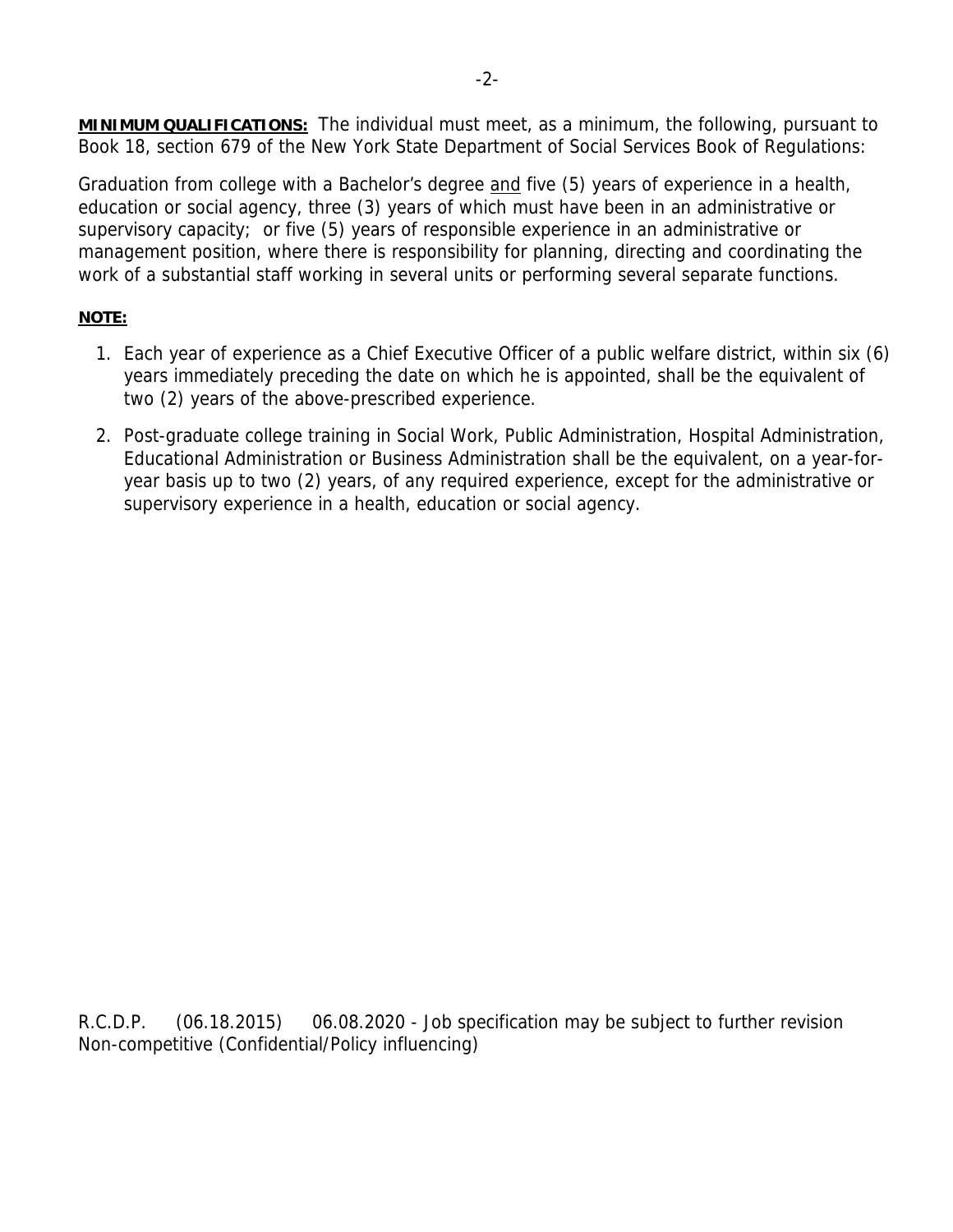**MINIMUM QUALIFICATIONS:** The individual must meet, as a minimum, the following, pursuant to Book 18, section 679 of the New York State Department of Social Services Book of Regulations:

Graduation from college with a Bachelor's degree and five (5) years of experience in a health, education or social agency, three (3) years of which must have been in an administrative or supervisory capacity; or five (5) years of responsible experience in an administrative or management position, where there is responsibility for planning, directing and coordinating the work of a substantial staff working in several units or performing several separate functions.

**NOTE:**

1. Each year of experience as a Chief Executive Officer of a public welfare district, within six (6) years immediately preceding the date on which he is appointed, shall be the equivalent of two (2) years of the above-prescribed experience.
2. Post-graduate college training in Social Work, Public Administration, Hospital Administration, Educational Administration or Business Administration shall be the equivalent, on a year-for-year basis up to two (2) years, of any required experience, except for the administrative or supervisory experience in a health, education or social agency.

R.C.D.P. (06.18.2015) 06.08.2020 - Job specification may be subject to further revision
Non-competitive (Confidential/Policy influencing)